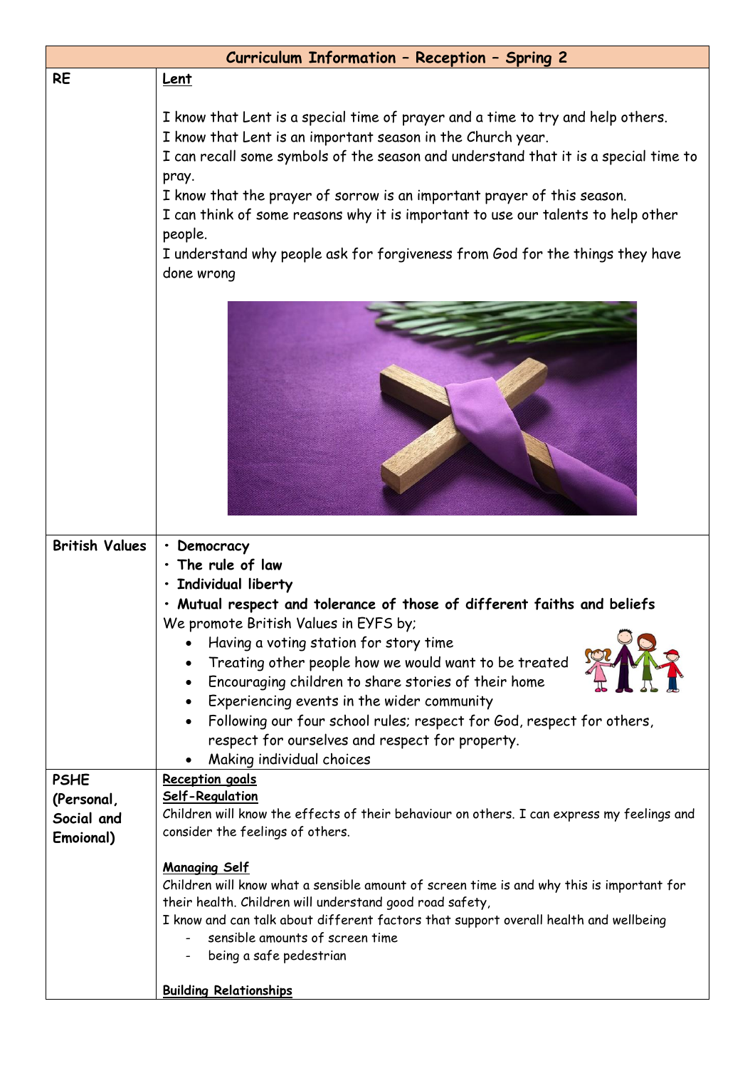| Curriculum Information – Reception – Spring 2 | |
|---|---|
| RE | **Lent**<br><br>I know that Lent is a special time of prayer and a time to try and help others.<br>I know that Lent is an important season in the Church year.<br>I can recall some symbols of the season and understand that it is a special time to pray.<br>I know that the prayer of sorrow is an important prayer of this season.<br>I can think of some reasons why it is important to use our talents to help other people.<br>I understand why people ask for forgiveness from God for the things they have done wrong |
| British Values | • **Democracy**<br>• **The rule of law**<br>• **Individual liberty**<br>• **Mutual respect and tolerance of those of different faiths and beliefs**<br>We promote British Values in EYFS by;<br>• Having a voting station for story time<br>• Treating other people how we would want to be treated<br>• Encouraging children to share stories of their home<br>• Experiencing events in the wider community<br>• Following our four school rules; respect for God, respect for others, respect for ourselves and respect for property.<br>• Making individual choices |
| PSHE (Personal, Social and Emoional) | **Reception goals**<br>**Self-Regulation**<br>Children will know the effects of their behaviour on others. I can express my feelings and consider the feelings of others.<br><br>**Managing Self**<br>Children will know what a sensible amount of screen time is and why this is important for their health. Children will understand good road safety,<br>I know and can talk about different factors that support overall health and wellbeing<br>- sensible amounts of screen time<br>- being a safe pedestrian<br><br>**Building Relationships** |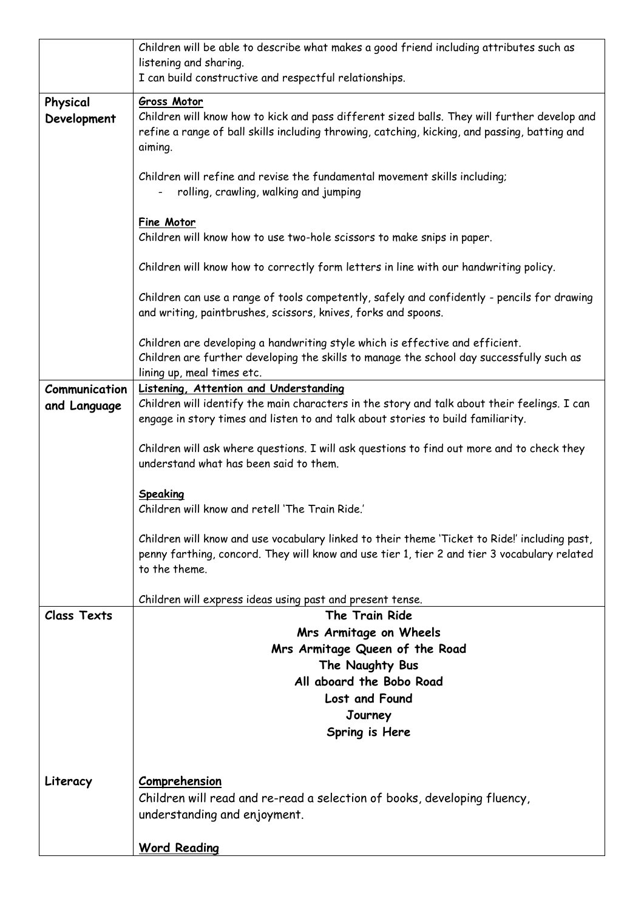| | |
|---|---|
| | Children will be able to describe what makes a good friend including attributes such as listening and sharing.<br>I can build constructive and respectful relationships. |
| **Physical Development** | **<u>Gross Motor</u>**<br>Children will know how to kick and pass different sized balls. They will further develop and refine a range of ball skills including throwing, catching, kicking, and passing, batting and aiming.<br><br>Children will refine and revise the fundamental movement skills including;<br>- rolling, crawling, walking and jumping<br><br>**<u>Fine Motor</u>**<br>Children will know how to use two-hole scissors to make snips in paper.<br><br>Children will know how to correctly form letters in line with our handwriting policy.<br><br>Children can use a range of tools competently, safely and confidently - pencils for drawing and writing, paintbrushes, scissors, knives, forks and spoons.<br><br>Children are developing a handwriting style which is effective and efficient.<br>Children are further developing the skills to manage the school day successfully such as lining up, meal times etc. |
| **Communication and Language** | **<u>Listening, Attention and Understanding</u>**<br>Children will identify the main characters in the story and talk about their feelings. I can engage in story times and listen to and talk about stories to build familiarity.<br><br>Children will ask where questions. I will ask questions to find out more and to check they understand what has been said to them.<br><br>**<u>Speaking</u>**<br>Children will know and retell 'The Train Ride.'<br><br>Children will know and use vocabulary linked to their theme 'Ticket to Ride!' including past, penny farthing, concord. They will know and use tier 1, tier 2 and tier 3 vocabulary related to the theme.<br><br>Children will express ideas using past and present tense. |
| **Class Texts** | **The Train Ride**<br>**Mrs Armitage on Wheels**<br>**Mrs Armitage Queen of the Road**<br>**The Naughty Bus**<br>**All aboard the Bobo Road**<br>**Lost and Found**<br>**Journey**<br>**Spring is Here** |
| **Literacy** | **<u>Comprehension</u>**<br>Children will read and re-read a selection of books, developing fluency, understanding and enjoyment.<br><br>**<u>Word Reading</u>** |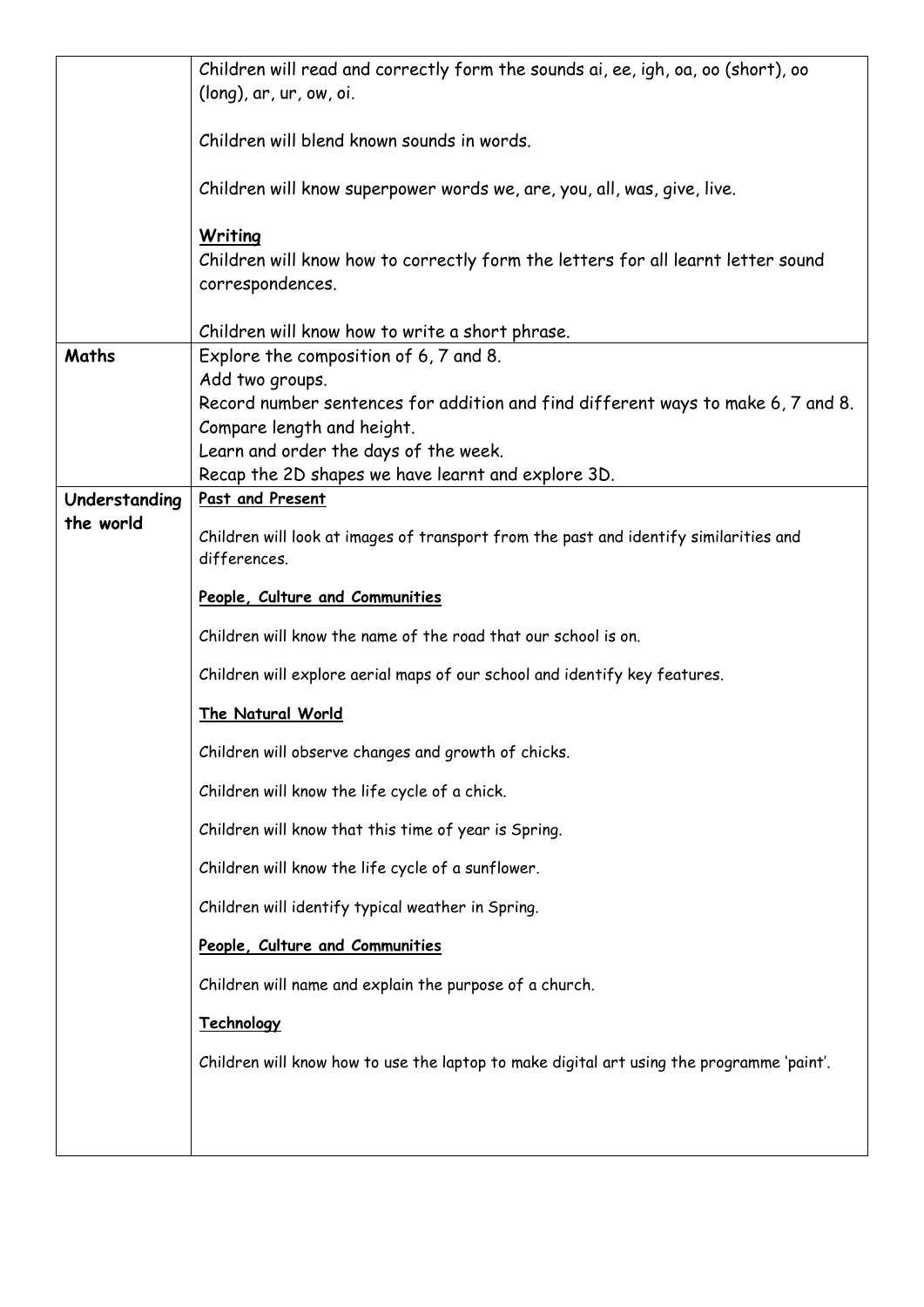| | |
|---|---|
| | Children will read and correctly form the sounds ai, ee, igh, oa, oo (short), oo (long), ar, ur, ow, oi.<br><br>Children will blend known sounds in words.<br><br>Children will know superpower words we, are, you, all, was, give, live.<br><br>**<u>Writing</u>**<br>Children will know how to correctly form the letters for all learnt letter sound correspondences.<br><br>Children will know how to write a short phrase. |
| **Maths** | Explore the composition of 6, 7 and 8.<br>Add two groups.<br>Record number sentences for addition and find different ways to make 6, 7 and 8.<br>Compare length and height.<br>Learn and order the days of the week.<br>Recap the 2D shapes we have learnt and explore 3D. |
| **Understanding the world** | **<u>Past and Present</u>**<br><br>Children will look at images of transport from the past and identify similarities and differences.<br><br>**<u>People, Culture and Communities</u>**<br><br>Children will know the name of the road that our school is on.<br><br>Children will explore aerial maps of our school and identify key features.<br><br>**<u>The Natural World</u>**<br><br>Children will observe changes and growth of chicks.<br><br>Children will know the life cycle of a chick.<br><br>Children will know that this time of year is Spring.<br><br>Children will know the life cycle of a sunflower.<br><br>Children will identify typical weather in Spring.<br><br>**<u>People, Culture and Communities</u>**<br><br>Children will name and explain the purpose of a church.<br><br>**<u>Technology</u>**<br><br>Children will know how to use the laptop to make digital art using the programme 'paint'. |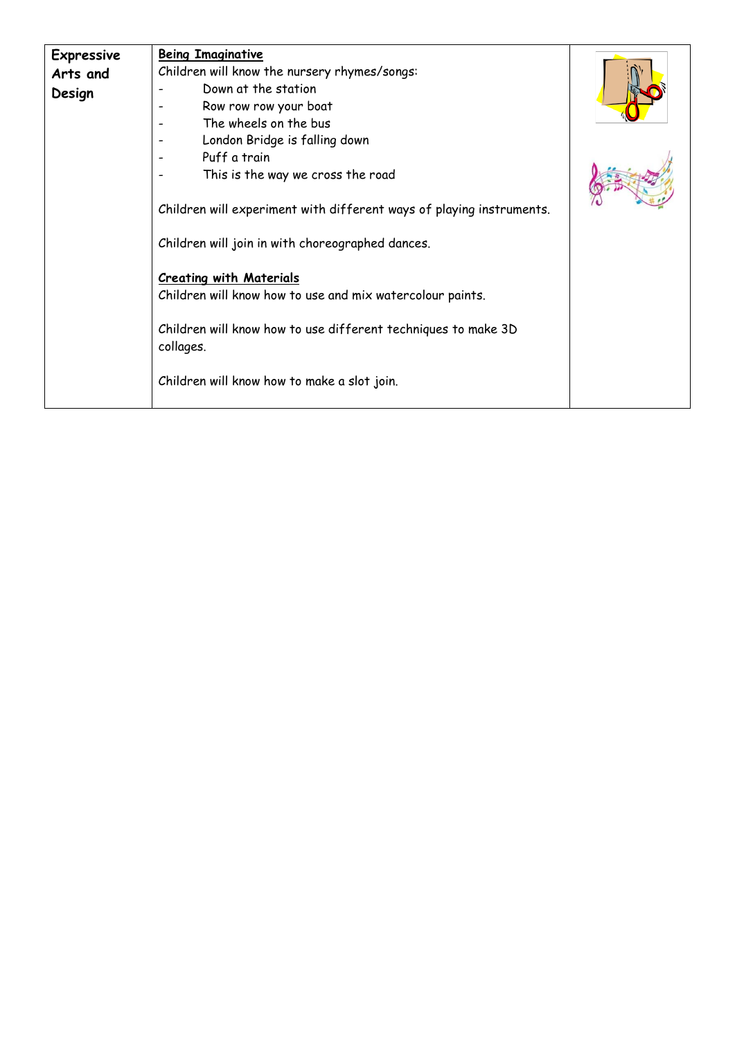| | | |
|---|---|---|
| **Expressive Arts and Design** | **Being Imaginative**<br>Children will know the nursery rhymes/songs:<br>- Down at the station<br>- Row row row your boat<br>- The wheels on the bus<br>- London Bridge is falling down<br>- Puff a train<br>- This is the way we cross the road<br><br>Children will experiment with different ways of playing instruments.<br><br>Children will join in with choreographed dances.<br><br>**Creating with Materials**<br>Children will know how to use and mix watercolour paints.<br><br>Children will know how to use different techniques to make 3D collages.<br><br>Children will know how to make a slot join. | |